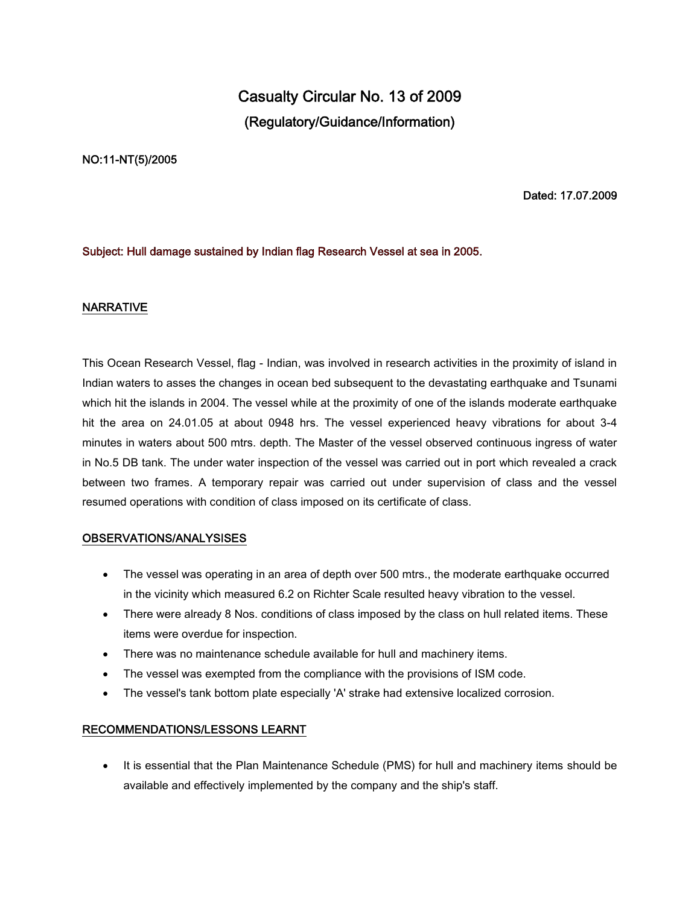# Casualty Circular No. 13 of 2009

## (Regulatory/Guidance/Information)

**NO:11-NT(5)/2005**

**Dated: 17.07.2009**

**Subject: Hull damage sustained by Indian flag Research Vessel at sea in 2005.**

## NARRATIVE

This Ocean Research Vessel, flag - Indian, was involved in research activities in the proximity of island in Indian waters to asses the changes in ocean bed subsequent to the devastating earthquake and Tsunami which hit the islands in 2004. The vessel while at the proximity of one of the islands moderate earthquake hit the area on 24.01.05 at about 0948 hrs. The vessel experienced heavy vibrations for about 3-4 minutes in waters about 500 mtrs. depth. The Master of the vessel observed continuous ingress of water in No.5 DB tank. The under water inspection of the vessel was carried out in port which revealed a crack between two frames. A temporary repair was carried out under supervision of class and the vessel resumed operations with condition of class imposed on its certificate of class.

## OBSERVATIONS/ANALYSISES

- The vessel was operating in an area of depth over 500 mtrs., the moderate earthquake occurred in the vicinity which measured 6.2 on Richter Scale resulted heavy vibration to the vessel.
- There were already 8 Nos. conditions of class imposed by the class on hull related items. These items were overdue for inspection.
- There was no maintenance schedule available for hull and machinery items.
- The vessel was exempted from the compliance with the provisions of ISM code.
- The vessel's tank bottom plate especially 'A' strake had extensive localized corrosion.

## RECOMMENDATIONS/LESSONS LEARNT

- It is essential that the Plan Maintenance Schedule (PMS) for hull and machinery items should be available and effectively implemented by the company and the ship's staff.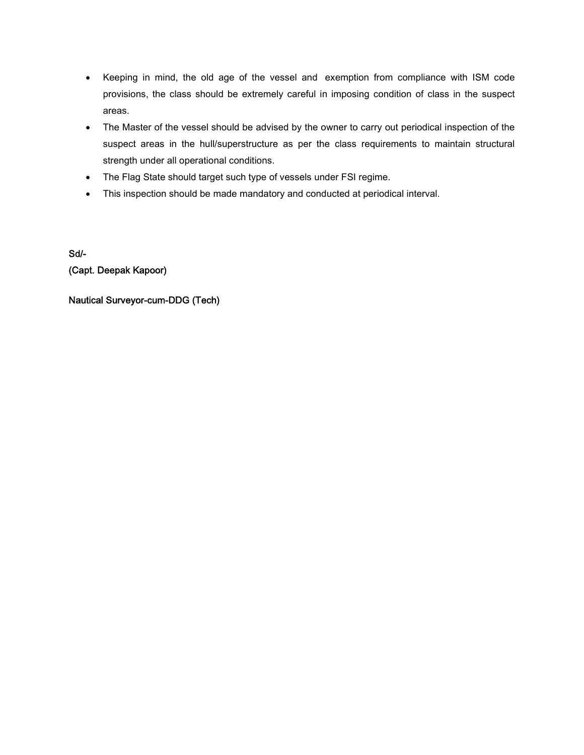- Keeping in mind, the old age of the vessel and exemption from compliance with ISM code provisions, the class should be extremely careful in imposing condition of class in the suspect areas.
- The Master of the vessel should be advised by the owner to carry out periodical inspection of the suspect areas in the hull/superstructure as per the class requirements to maintain structural strength under all operational conditions.
- The Flag State should target such type of vessels under FSI regime.
- This inspection should be made mandatory and conducted at periodical interval.

Sd/-
(Capt. Deepak Kapoor)

Nautical Surveyor-cum-DDG (Tech)